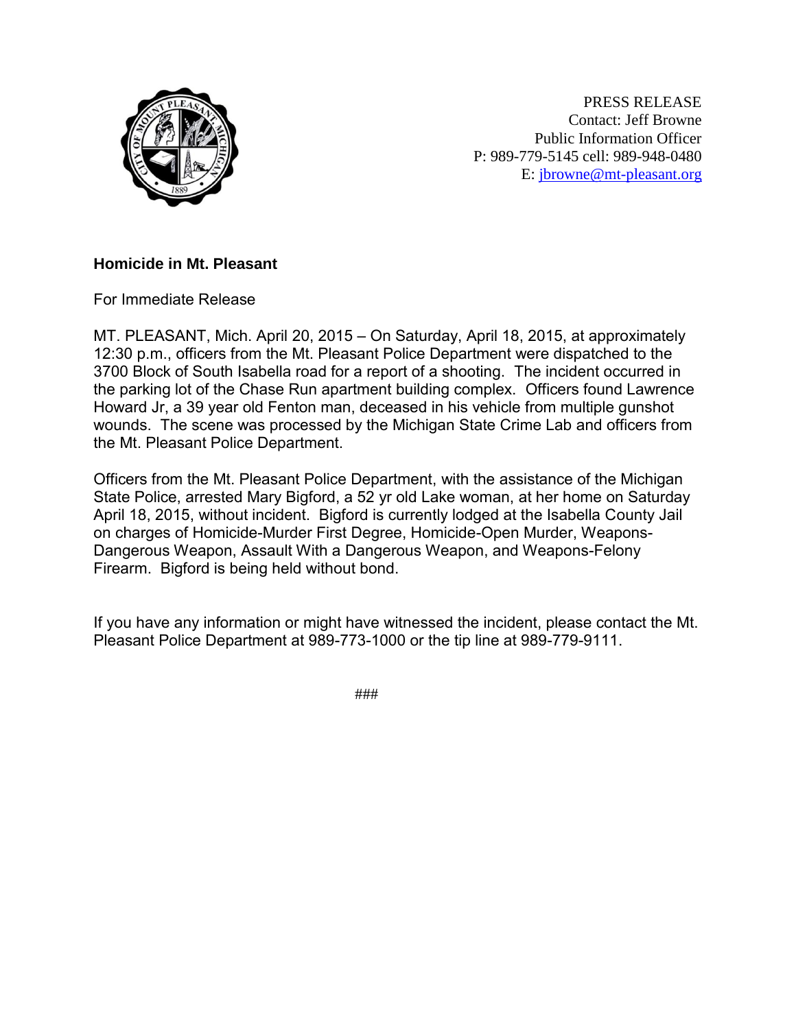PRESS RELEASE
Contact: Jeff Browne
Public Information Officer
P: 989-779-5145 cell: 989-948-0480
E: [jbrowne@mt-pleasant.org](mailto:jbrowne@mt-pleasant.org)

**Homicide in Mt. Pleasant**

For Immediate Release

MT. PLEASANT, Mich. April 20, 2015 – On Saturday, April 18, 2015, at approximately 12:30 p.m., officers from the Mt. Pleasant Police Department were dispatched to the 3700 Block of South Isabella road for a report of a shooting. The incident occurred in the parking lot of the Chase Run apartment building complex. Officers found Lawrence Howard Jr, a 39 year old Fenton man, deceased in his vehicle from multiple gunshot wounds. The scene was processed by the Michigan State Crime Lab and officers from the Mt. Pleasant Police Department.

Officers from the Mt. Pleasant Police Department, with the assistance of the Michigan State Police, arrested Mary Bigford, a 52 yr old Lake woman, at her home on Saturday April 18, 2015, without incident. Bigford is currently lodged at the Isabella County Jail on charges of Homicide-Murder First Degree, Homicide-Open Murder, Weapons-Dangerous Weapon, Assault With a Dangerous Weapon, and Weapons-Felony Firearm. Bigford is being held without bond.

If you have any information or might have witnessed the incident, please contact the Mt. Pleasant Police Department at 989-773-1000 or the tip line at 989-779-9111.

###